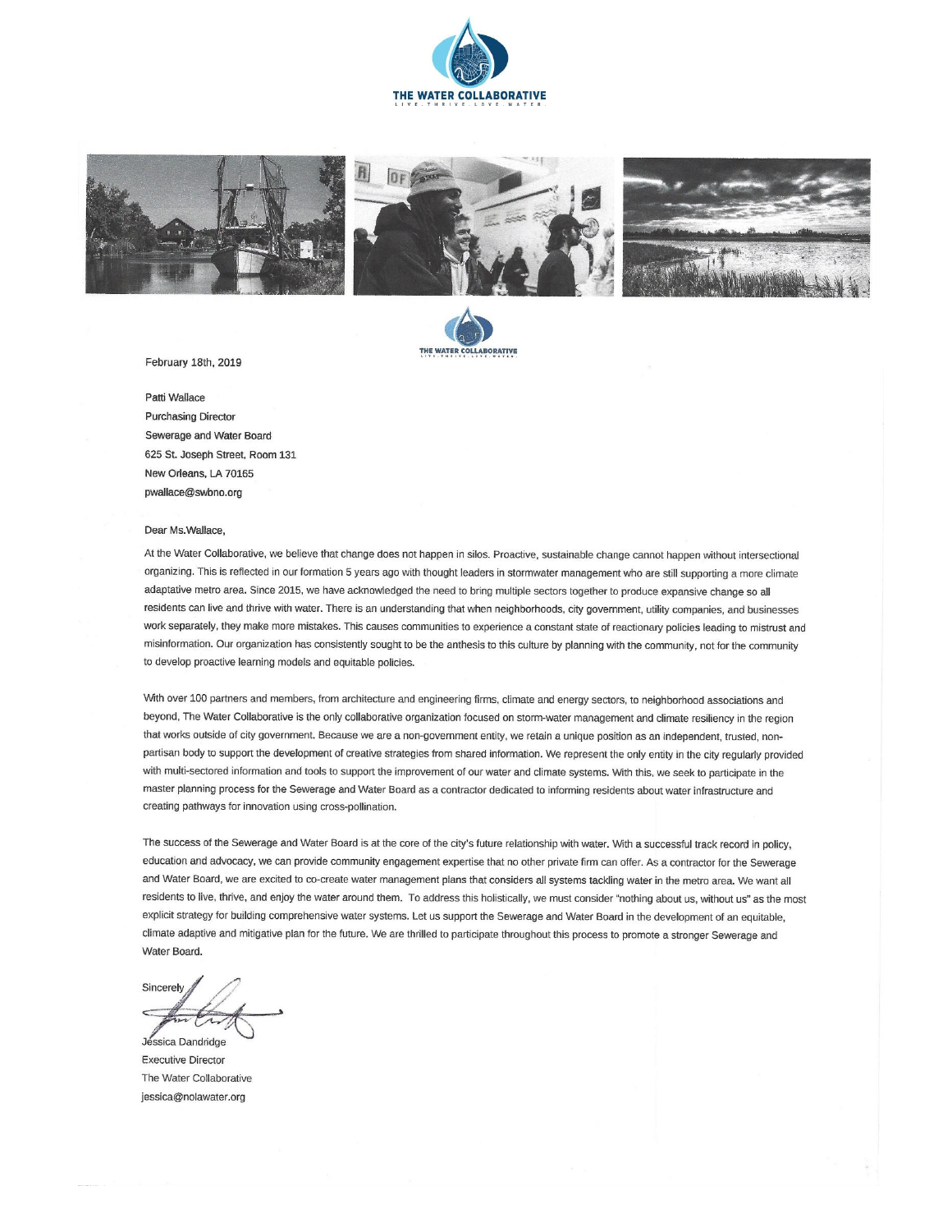**THE WATER COLLABORATIVE**

LIVE. THRIVE. LOVE. WATER.

February 18th, 2019

Patti Wallace
Purchasing Director
Sewerage and Water Board
625 St. Joseph Street, Room 131
New Orleans, LA 70165
pwallace@swbno.org

Dear Ms.Wallace,

At the Water Collaborative, we believe that change does not happen in silos. Proactive, sustainable change cannot happen without intersectional organizing. This is reflected in our formation 5 years ago with thought leaders in stormwater management who are still supporting a more climate adaptative metro area. Since 2015, we have acknowledged the need to bring multiple sectors together to produce expansive change so all residents can live and thrive with water. There is an understanding that when neighborhoods, city government, utility companies, and businesses work separately, they make more mistakes. This causes communities to experience a constant state of reactionary policies leading to mistrust and misinformation. Our organization has consistently sought to be the anthesis to this culture by planning with the community, not for the community to develop proactive learning models and equitable policies.

With over 100 partners and members, from architecture and engineering firms, climate and energy sectors, to neighborhood associations and beyond, The Water Collaborative is the only collaborative organization focused on storm-water management and climate resiliency in the region that works outside of city government. Because we are a non-government entity, we retain a unique position as an independent, trusted, non-partisan body to support the development of creative strategies from shared information. We represent the only entity in the city regularly provided with multi-sectored information and tools to support the improvement of our water and climate systems. With this, we seek to participate in the master planning process for the Sewerage and Water Board as a contractor dedicated to informing residents about water infrastructure and creating pathways for innovation using cross-pollination.

The success of the Sewerage and Water Board is at the core of the city's future relationship with water. With a successful track record in policy, education and advocacy, we can provide community engagement expertise that no other private firm can offer. As a contractor for the Sewerage and Water Board, we are excited to co-create water management plans that considers all systems tackling water in the metro area. We want all residents to live, thrive, and enjoy the water around them. To address this holistically, we must consider "nothing about us, without us" as the most explicit strategy for building comprehensive water systems. Let us support the Sewerage and Water Board in the development of an equitable, climate adaptive and mitigative plan for the future. We are thrilled to participate throughout this process to promote a stronger Sewerage and Water Board.

Sincerely,

Jessica Dandridge
Executive Director
The Water Collaborative
jessica@nolawater.org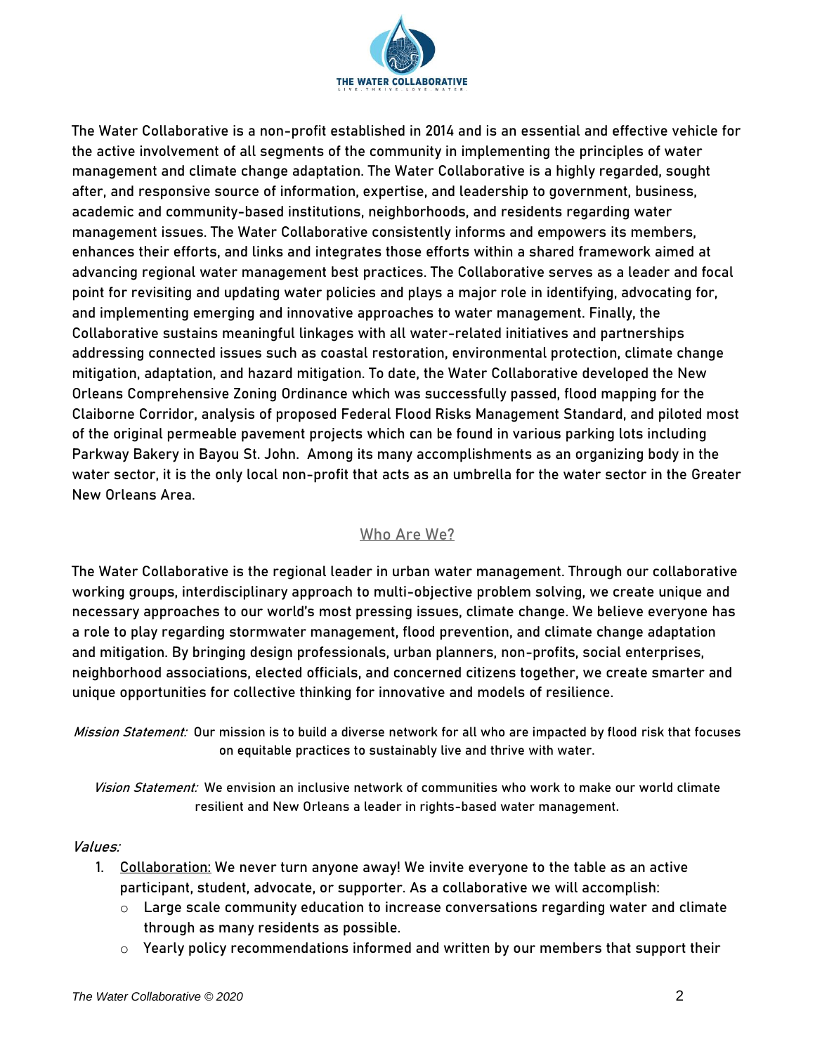The Water Collaborative is a non-profit established in 2014 and is an essential and effective vehicle for the active involvement of all segments of the community in implementing the principles of water management and climate change adaptation. The Water Collaborative is a highly regarded, sought after, and responsive source of information, expertise, and leadership to government, business, academic and community-based institutions, neighborhoods, and residents regarding water management issues. The Water Collaborative consistently informs and empowers its members, enhances their efforts, and links and integrates those efforts within a shared framework aimed at advancing regional water management best practices. The Collaborative serves as a leader and focal point for revisiting and updating water policies and plays a major role in identifying, advocating for, and implementing emerging and innovative approaches to water management. Finally, the Collaborative sustains meaningful linkages with all water-related initiatives and partnerships addressing connected issues such as coastal restoration, environmental protection, climate change mitigation, adaptation, and hazard mitigation. To date, the Water Collaborative developed the New Orleans Comprehensive Zoning Ordinance which was successfully passed, flood mapping for the Claiborne Corridor, analysis of proposed Federal Flood Risks Management Standard, and piloted most of the original permeable pavement projects which can be found in various parking lots including Parkway Bakery in Bayou St. John. Among its many accomplishments as an organizing body in the water sector, it is the only local non-profit that acts as an umbrella for the water sector in the Greater New Orleans Area.

## Who Are We?

The Water Collaborative is the regional leader in urban water management. Through our collaborative working groups, interdisciplinary approach to multi-objective problem solving, we create unique and necessary approaches to our world's most pressing issues, climate change. We believe everyone has a role to play regarding stormwater management, flood prevention, and climate change adaptation and mitigation. By bringing design professionals, urban planners, non-profits, social enterprises, neighborhood associations, elected officials, and concerned citizens together, we create smarter and unique opportunities for collective thinking for innovative and models of resilience.

*Mission Statement:* Our mission is to build a diverse network for all who are impacted by flood risk that focuses on equitable practices to sustainably live and thrive with water.

*Vision Statement:* We envision an inclusive network of communities who work to make our world climate resilient and New Orleans a leader in rights-based water management.

*Values:*

1. Collaboration: We never turn anyone away! We invite everyone to the table as an active participant, student, advocate, or supporter. As a collaborative we will accomplish:
   - Large scale community education to increase conversations regarding water and climate through as many residents as possible.
   - Yearly policy recommendations informed and written by our members that support their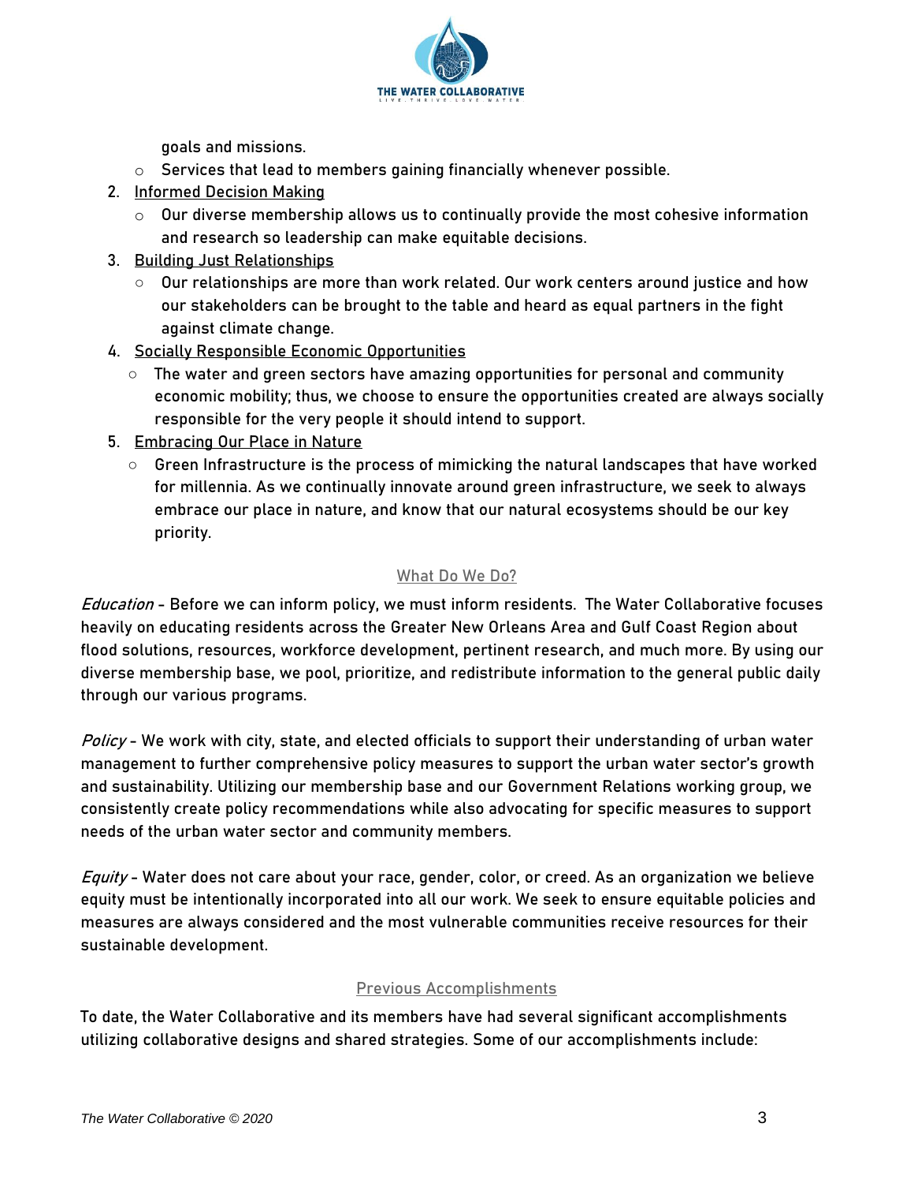goals and missions.
- Services that lead to members gaining financially whenever possible.

2. Informed Decision Making
    - Our diverse membership allows us to continually provide the most cohesive information and research so leadership can make equitable decisions.
3. Building Just Relationships
    - Our relationships are more than work related. Our work centers around justice and how our stakeholders can be brought to the table and heard as equal partners in the fight against climate change.
4. Socially Responsible Economic Opportunities
    - The water and green sectors have amazing opportunities for personal and community economic mobility; thus, we choose to ensure the opportunities created are always socially responsible for the very people it should intend to support.
5. Embracing Our Place in Nature
    - Green Infrastructure is the process of mimicking the natural landscapes that have worked for millennia. As we continually innovate around green infrastructure, we seek to always embrace our place in nature, and know that our natural ecosystems should be our key priority.

## What Do We Do?

*Education* - Before we can inform policy, we must inform residents. The Water Collaborative focuses heavily on educating residents across the Greater New Orleans Area and Gulf Coast Region about flood solutions, resources, workforce development, pertinent research, and much more. By using our diverse membership base, we pool, prioritize, and redistribute information to the general public daily through our various programs.

*Policy* - We work with city, state, and elected officials to support their understanding of urban water management to further comprehensive policy measures to support the urban water sector's growth and sustainability. Utilizing our membership base and our Government Relations working group, we consistently create policy recommendations while also advocating for specific measures to support needs of the urban water sector and community members.

*Equity* - Water does not care about your race, gender, color, or creed. As an organization we believe equity must be intentionally incorporated into all our work. We seek to ensure equitable policies and measures are always considered and the most vulnerable communities receive resources for their sustainable development.

## Previous Accomplishments

To date, the Water Collaborative and its members have had several significant accomplishments utilizing collaborative designs and shared strategies. Some of our accomplishments include: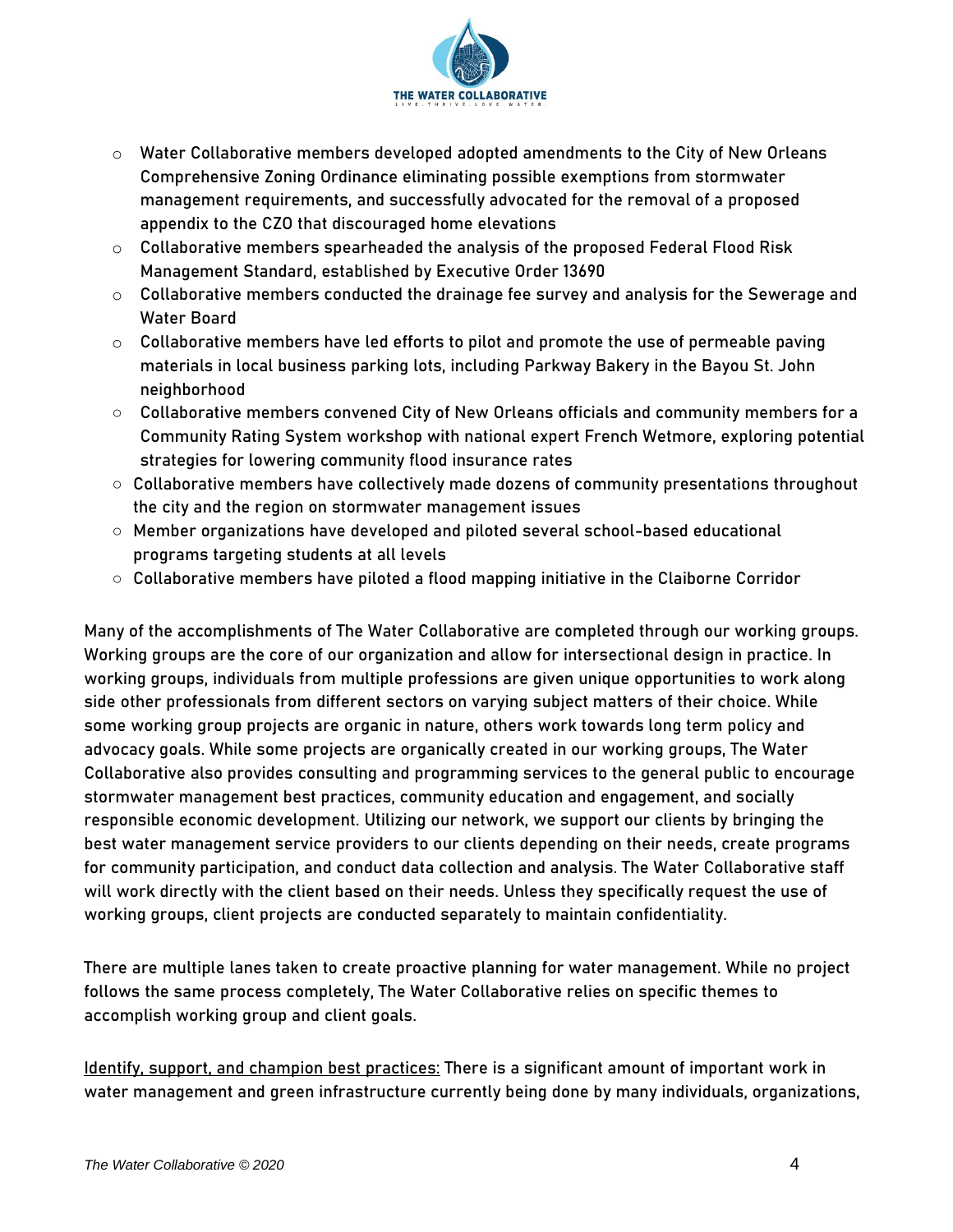- Water Collaborative members developed adopted amendments to the City of New Orleans Comprehensive Zoning Ordinance eliminating possible exemptions from stormwater management requirements, and successfully advocated for the removal of a proposed appendix to the CZO that discouraged home elevations
- Collaborative members spearheaded the analysis of the proposed Federal Flood Risk Management Standard, established by Executive Order 13690
- Collaborative members conducted the drainage fee survey and analysis for the Sewerage and Water Board
- Collaborative members have led efforts to pilot and promote the use of permeable paving materials in local business parking lots, including Parkway Bakery in the Bayou St. John neighborhood
- Collaborative members convened City of New Orleans officials and community members for a Community Rating System workshop with national expert French Wetmore, exploring potential strategies for lowering community flood insurance rates
- Collaborative members have collectively made dozens of community presentations throughout the city and the region on stormwater management issues
- Member organizations have developed and piloted several school-based educational programs targeting students at all levels
- Collaborative members have piloted a flood mapping initiative in the Claiborne Corridor

Many of the accomplishments of The Water Collaborative are completed through our working groups. Working groups are the core of our organization and allow for intersectional design in practice. In working groups, individuals from multiple professions are given unique opportunities to work along side other professionals from different sectors on varying subject matters of their choice. While some working group projects are organic in nature, others work towards long term policy and advocacy goals. While some projects are organically created in our working groups, The Water Collaborative also provides consulting and programming services to the general public to encourage stormwater management best practices, community education and engagement, and socially responsible economic development. Utilizing our network, we support our clients by bringing the best water management service providers to our clients depending on their needs, create programs for community participation, and conduct data collection and analysis. The Water Collaborative staff will work directly with the client based on their needs. Unless they specifically request the use of working groups, client projects are conducted separately to maintain confidentiality.

There are multiple lanes taken to create proactive planning for water management. While no project follows the same process completely, The Water Collaborative relies on specific themes to accomplish working group and client goals.

<u>Identify, support, and champion best practices:</u> There is a significant amount of important work in water management and green infrastructure currently being done by many individuals, organizations,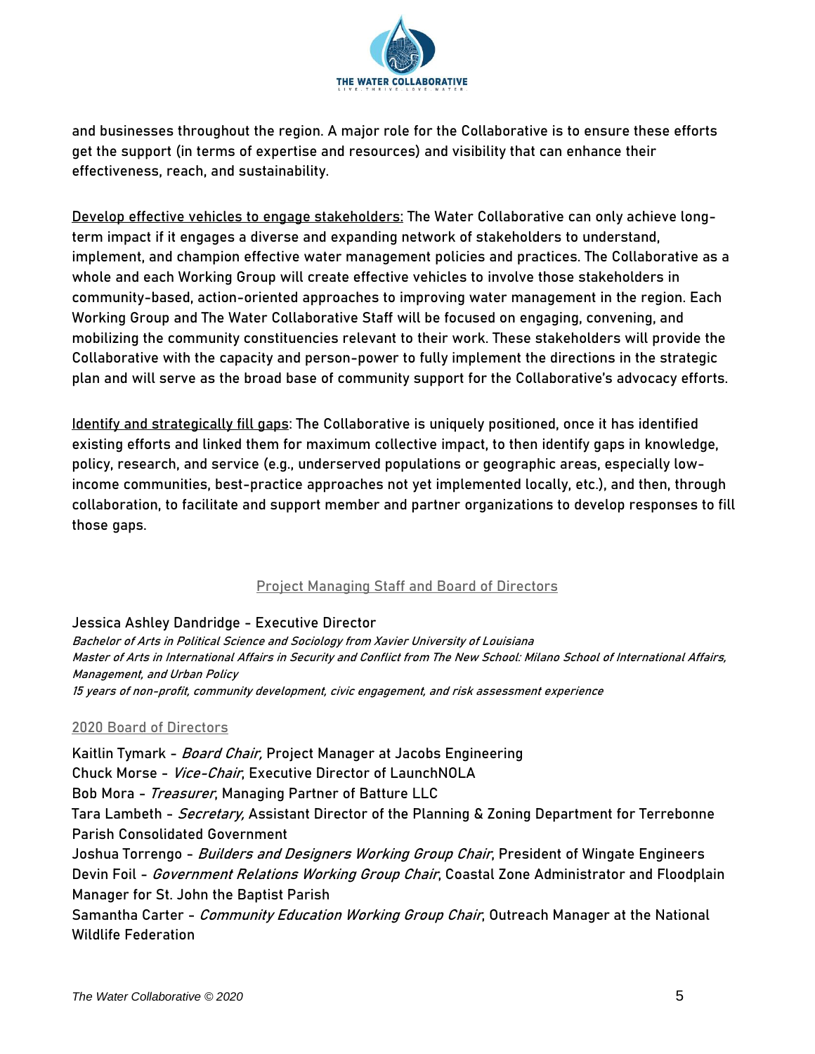and businesses throughout the region. A major role for the Collaborative is to ensure these efforts get the support (in terms of expertise and resources) and visibility that can enhance their effectiveness, reach, and sustainability.

<u>Develop effective vehicles to engage stakeholders:</u> The Water Collaborative can only achieve long-term impact if it engages a diverse and expanding network of stakeholders to understand, implement, and champion effective water management policies and practices. The Collaborative as a whole and each Working Group will create effective vehicles to involve those stakeholders in community-based, action-oriented approaches to improving water management in the region. Each Working Group and The Water Collaborative Staff will be focused on engaging, convening, and mobilizing the community constituencies relevant to their work. These stakeholders will provide the Collaborative with the capacity and person-power to fully implement the directions in the strategic plan and will serve as the broad base of community support for the Collaborative's advocacy efforts.

<u>Identify and strategically fill gaps</u>: The Collaborative is uniquely positioned, once it has identified existing efforts and linked them for maximum collective impact, to then identify gaps in knowledge, policy, research, and service (e.g., underserved populations or geographic areas, especially low-income communities, best-practice approaches not yet implemented locally, etc.), and then, through collaboration, to facilitate and support member and partner organizations to develop responses to fill those gaps.

## Project Managing Staff and Board of Directors

Jessica Ashley Dandridge - Executive Director
*Bachelor of Arts in Political Science and Sociology from Xavier University of Louisiana*
*Master of Arts in International Affairs in Security and Conflict from The New School: Milano School of International Affairs, Management, and Urban Policy*
*15 years of non-profit, community development, civic engagement, and risk assessment experience*

### 2020 Board of Directors

Kaitlin Tymark - *Board Chair,* Project Manager at Jacobs Engineering
Chuck Morse - *Vice-Chair*, Executive Director of LaunchNOLA
Bob Mora - *Treasurer*, Managing Partner of Batture LLC
Tara Lambeth - *Secretary,* Assistant Director of the Planning & Zoning Department for Terrebonne Parish Consolidated Government
Joshua Torrengo - *Builders and Designers Working Group Chair*, President of Wingate Engineers
Devin Foil - *Government Relations Working Group Chair*, Coastal Zone Administrator and Floodplain Manager for St. John the Baptist Parish
Samantha Carter - *Community Education Working Group Chair*, Outreach Manager at the National Wildlife Federation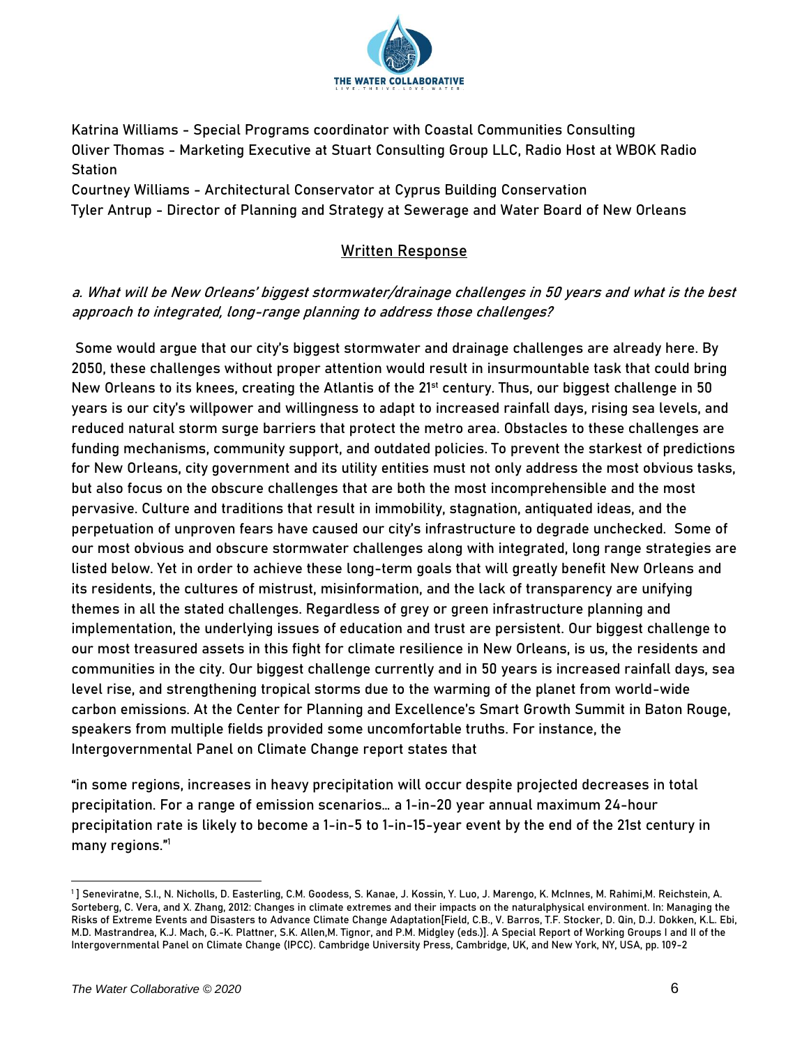Katrina Williams - Special Programs coordinator with Coastal Communities Consulting
Oliver Thomas - Marketing Executive at Stuart Consulting Group LLC, Radio Host at WBOK Radio Station
Courtney Williams - Architectural Conservator at Cyprus Building Conservation
Tyler Antrup - Director of Planning and Strategy at Sewerage and Water Board of New Orleans

## Written Response

*a. What will be New Orleans' biggest stormwater/drainage challenges in 50 years and what is the best approach to integrated, long-range planning to address those challenges?*

Some would argue that our city's biggest stormwater and drainage challenges are already here. By 2050, these challenges without proper attention would result in insurmountable task that could bring New Orleans to its knees, creating the Atlantis of the 21st century. Thus, our biggest challenge in 50 years is our city's willpower and willingness to adapt to increased rainfall days, rising sea levels, and reduced natural storm surge barriers that protect the metro area. Obstacles to these challenges are funding mechanisms, community support, and outdated policies. To prevent the starkest of predictions for New Orleans, city government and its utility entities must not only address the most obvious tasks, but also focus on the obscure challenges that are both the most incomprehensible and the most pervasive. Culture and traditions that result in immobility, stagnation, antiquated ideas, and the perpetuation of unproven fears have caused our city's infrastructure to degrade unchecked. Some of our most obvious and obscure stormwater challenges along with integrated, long range strategies are listed below. Yet in order to achieve these long-term goals that will greatly benefit New Orleans and its residents, the cultures of mistrust, misinformation, and the lack of transparency are unifying themes in all the stated challenges. Regardless of grey or green infrastructure planning and implementation, the underlying issues of education and trust are persistent. Our biggest challenge to our most treasured assets in this fight for climate resilience in New Orleans, is us, the residents and communities in the city. Our biggest challenge currently and in 50 years is increased rainfall days, sea level rise, and strengthening tropical storms due to the warming of the planet from world-wide carbon emissions. At the Center for Planning and Excellence's Smart Growth Summit in Baton Rouge, speakers from multiple fields provided some uncomfortable truths. For instance, the Intergovernmental Panel on Climate Change report states that

"in some regions, increases in heavy precipitation will occur despite projected decreases in total precipitation. For a range of emission scenarios… a 1-in-20 year annual maximum 24-hour precipitation rate is likely to become a 1-in-5 to 1-in-15-year event by the end of the 21st century in many regions."[1]

---

[1] ] Seneviratne, S.I., N. Nicholls, D. Easterling, C.M. Goodess, S. Kanae, J. Kossin, Y. Luo, J. Marengo, K. McInnes, M. Rahimi,M. Reichstein, A. Sorteberg, C. Vera, and X. Zhang, 2012: Changes in climate extremes and their impacts on the naturalphysical environment. In: Managing the Risks of Extreme Events and Disasters to Advance Climate Change Adaptation[Field, C.B., V. Barros, T.F. Stocker, D. Qin, D.J. Dokken, K.L. Ebi, M.D. Mastrandrea, K.J. Mach, G.-K. Plattner, S.K. Allen,M. Tignor, and P.M. Midgley (eds.)]. A Special Report of Working Groups I and II of the Intergovernmental Panel on Climate Change (IPCC). Cambridge University Press, Cambridge, UK, and New York, NY, USA, pp. 109-2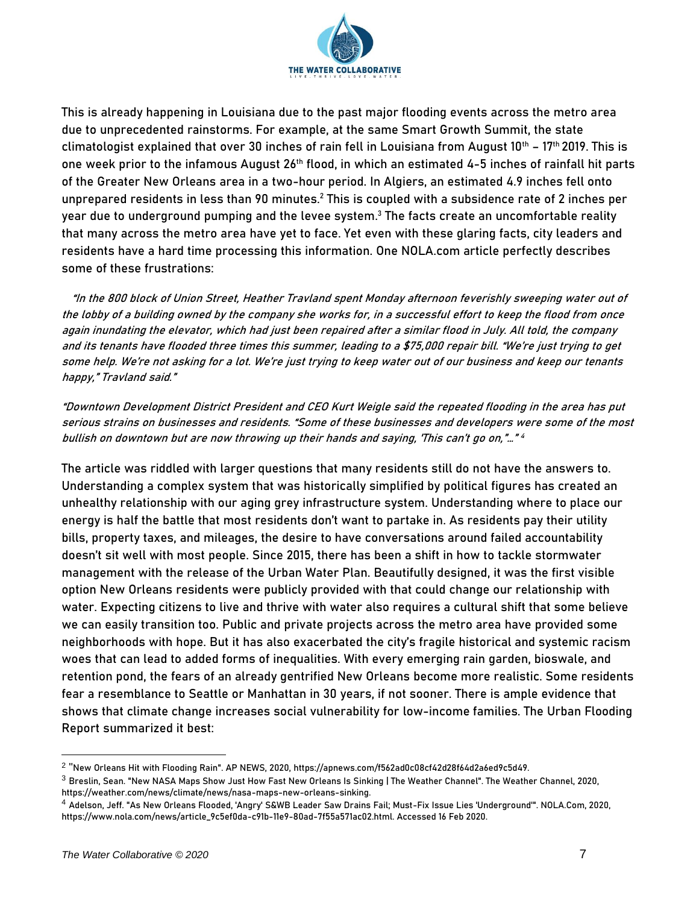This is already happening in Louisiana due to the past major flooding events across the metro area due to unprecedented rainstorms. For example, at the same Smart Growth Summit, the state climatologist explained that over 30 inches of rain fell in Louisiana from August 10th – 17th 2019. This is one week prior to the infamous August 26th flood, in which an estimated 4-5 inches of rainfall hit parts of the Greater New Orleans area in a two-hour period. In Algiers, an estimated 4.9 inches fell onto unprepared residents in less than 90 minutes.[2] This is coupled with a subsidence rate of 2 inches per year due to underground pumping and the levee system.[3] The facts create an uncomfortable reality that many across the metro area have yet to face. Yet even with these glaring facts, city leaders and residents have a hard time processing this information. One NOLA.com article perfectly describes some of these frustrations:

*"In the 800 block of Union Street, Heather Travland spent Monday afternoon feverishly sweeping water out of the lobby of a building owned by the company she works for, in a successful effort to keep the flood from once again inundating the elevator, which had just been repaired after a similar flood in July. All told, the company and its tenants have flooded three times this summer, leading to a $75,000 repair bill. "We're just trying to get some help. We're not asking for a lot. We're just trying to keep water out of our business and keep our tenants happy," Travland said."*

*"Downtown Development District President and CEO Kurt Weigle said the repeated flooding in the area has put serious strains on businesses and residents. "Some of these businesses and developers were some of the most bullish on downtown but are now throwing up their hands and saying, 'This can't go on,"…"* [4]

The article was riddled with larger questions that many residents still do not have the answers to. Understanding a complex system that was historically simplified by political figures has created an unhealthy relationship with our aging grey infrastructure system. Understanding where to place our energy is half the battle that most residents don't want to partake in. As residents pay their utility bills, property taxes, and mileages, the desire to have conversations around failed accountability doesn't sit well with most people. Since 2015, there has been a shift in how to tackle stormwater management with the release of the Urban Water Plan. Beautifully designed, it was the first visible option New Orleans residents were publicly provided with that could change our relationship with water. Expecting citizens to live and thrive with water also requires a cultural shift that some believe we can easily transition too. Public and private projects across the metro area have provided some neighborhoods with hope. But it has also exacerbated the city's fragile historical and systemic racism woes that can lead to added forms of inequalities. With every emerging rain garden, bioswale, and retention pond, the fears of an already gentrified New Orleans become more realistic. Some residents fear a resemblance to Seattle or Manhattan in 30 years, if not sooner. There is ample evidence that shows that climate change increases social vulnerability for low-income families. The Urban Flooding Report summarized it best:

---

[2] "New Orleans Hit with Flooding Rain". AP NEWS, 2020, https://apnews.com/f562ad0c08cf42d28f64d2a6ed9c5d49.

[3] Breslin, Sean. "New NASA Maps Show Just How Fast New Orleans Is Sinking | The Weather Channel". The Weather Channel, 2020, https://weather.com/news/climate/news/nasa-maps-new-orleans-sinking.

[4] Adelson, Jeff. "As New Orleans Flooded, 'Angry' S&WB Leader Saw Drains Fail; Must-Fix Issue Lies 'Underground'". NOLA.Com, 2020, https://www.nola.com/news/article_9c5ef0da-c91b-11e9-80ad-7f55a571ac02.html. Accessed 16 Feb 2020.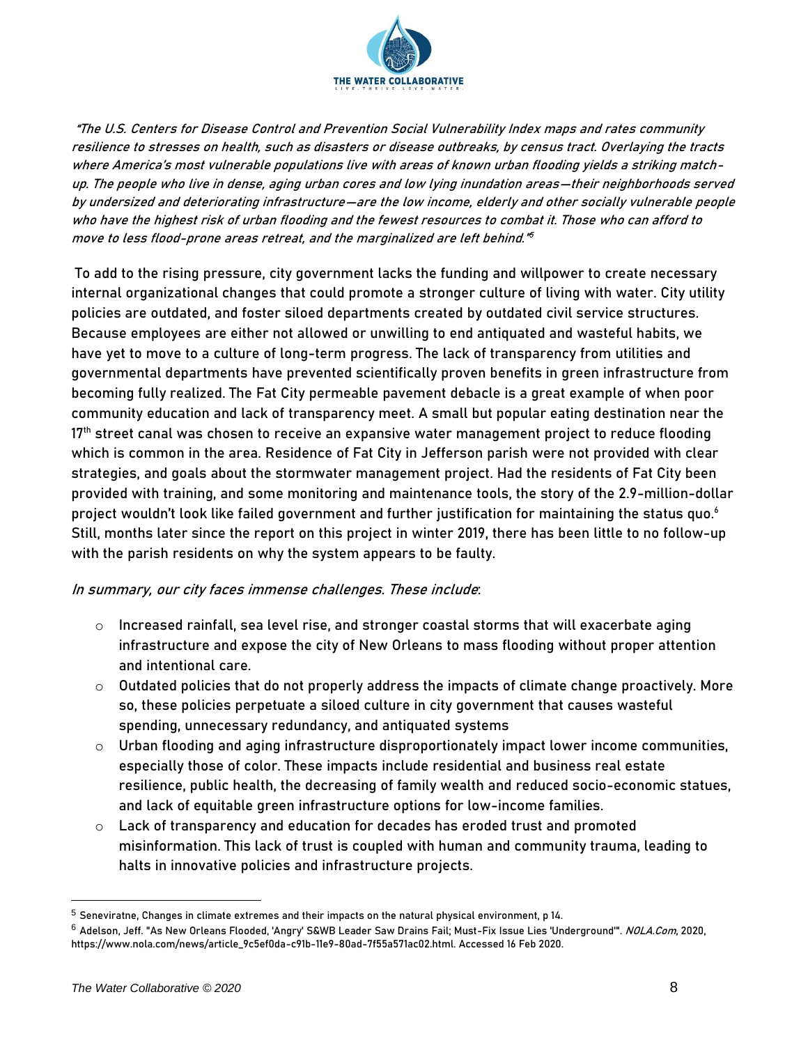*"The U.S. Centers for Disease Control and Prevention Social Vulnerability Index maps and rates community resilience to stresses on health, such as disasters or disease outbreaks, by census tract. Overlaying the tracts where America's most vulnerable populations live with areas of known urban flooding yields a striking match-up. The people who live in dense, aging urban cores and low lying inundation areas—their neighborhoods served by undersized and deteriorating infrastructure—are the low income, elderly and other socially vulnerable people who have the highest risk of urban flooding and the fewest resources to combat it. Those who can afford to move to less flood-prone areas retreat, and the marginalized are left behind."*[5]

To add to the rising pressure, city government lacks the funding and willpower to create necessary internal organizational changes that could promote a stronger culture of living with water. City utility policies are outdated, and foster siloed departments created by outdated civil service structures. Because employees are either not allowed or unwilling to end antiquated and wasteful habits, we have yet to move to a culture of long-term progress. The lack of transparency from utilities and governmental departments have prevented scientifically proven benefits in green infrastructure from becoming fully realized. The Fat City permeable pavement debacle is a great example of when poor community education and lack of transparency meet. A small but popular eating destination near the 17th street canal was chosen to receive an expansive water management project to reduce flooding which is common in the area. Residence of Fat City in Jefferson parish were not provided with clear strategies, and goals about the stormwater management project. Had the residents of Fat City been provided with training, and some monitoring and maintenance tools, the story of the 2.9-million-dollar project wouldn't look like failed government and further justification for maintaining the status quo.[6] Still, months later since the report on this project in winter 2019, there has been little to no follow-up with the parish residents on why the system appears to be faulty.

*In summary, our city faces immense challenges. These include*:

- Increased rainfall, sea level rise, and stronger coastal storms that will exacerbate aging infrastructure and expose the city of New Orleans to mass flooding without proper attention and intentional care.
- Outdated policies that do not properly address the impacts of climate change proactively. More so, these policies perpetuate a siloed culture in city government that causes wasteful spending, unnecessary redundancy, and antiquated systems
- Urban flooding and aging infrastructure disproportionately impact lower income communities, especially those of color. These impacts include residential and business real estate resilience, public health, the decreasing of family wealth and reduced socio-economic statues, and lack of equitable green infrastructure options for low-income families.
- Lack of transparency and education for decades has eroded trust and promoted misinformation. This lack of trust is coupled with human and community trauma, leading to halts in innovative policies and infrastructure projects.

---

[5] Seneviratne, Changes in climate extremes and their impacts on the natural physical environment, p 14.

[6] Adelson, Jeff. "As New Orleans Flooded, 'Angry' S&WB Leader Saw Drains Fail; Must-Fix Issue Lies 'Underground'". *NOLA.Com*, 2020, https://www.nola.com/news/article_9c5ef0da-c91b-11e9-80ad-7f55a571ac02.html. Accessed 16 Feb 2020.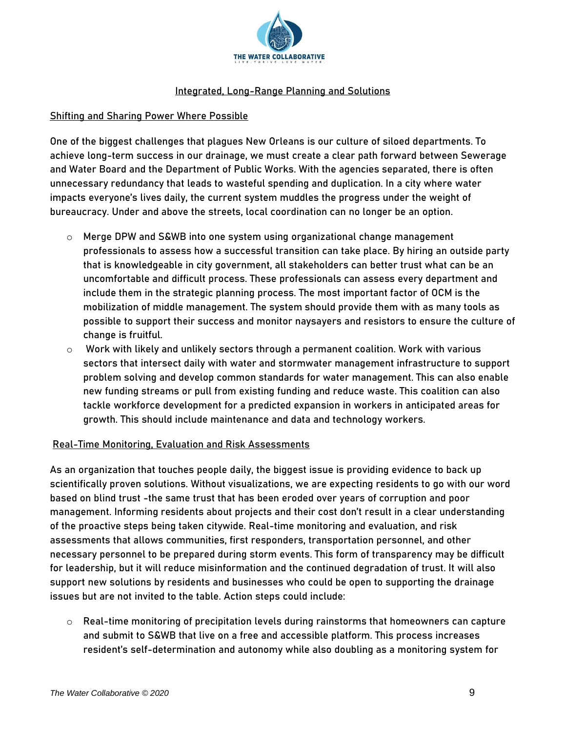## Integrated, Long-Range Planning and Solutions

### Shifting and Sharing Power Where Possible

One of the biggest challenges that plagues New Orleans is our culture of siloed departments. To achieve long-term success in our drainage, we must create a clear path forward between Sewerage and Water Board and the Department of Public Works. With the agencies separated, there is often unnecessary redundancy that leads to wasteful spending and duplication. In a city where water impacts everyone's lives daily, the current system muddles the progress under the weight of bureaucracy. Under and above the streets, local coordination can no longer be an option.

- Merge DPW and S&WB into one system using organizational change management professionals to assess how a successful transition can take place. By hiring an outside party that is knowledgeable in city government, all stakeholders can better trust what can be an uncomfortable and difficult process. These professionals can assess every department and include them in the strategic planning process. The most important factor of OCM is the mobilization of middle management. The system should provide them with as many tools as possible to support their success and monitor naysayers and resistors to ensure the culture of change is fruitful.
- Work with likely and unlikely sectors through a permanent coalition. Work with various sectors that intersect daily with water and stormwater management infrastructure to support problem solving and develop common standards for water management. This can also enable new funding streams or pull from existing funding and reduce waste. This coalition can also tackle workforce development for a predicted expansion in workers in anticipated areas for growth. This should include maintenance and data and technology workers.

### Real-Time Monitoring, Evaluation and Risk Assessments

As an organization that touches people daily, the biggest issue is providing evidence to back up scientifically proven solutions. Without visualizations, we are expecting residents to go with our word based on blind trust -the same trust that has been eroded over years of corruption and poor management. Informing residents about projects and their cost don't result in a clear understanding of the proactive steps being taken citywide. Real-time monitoring and evaluation, and risk assessments that allows communities, first responders, transportation personnel, and other necessary personnel to be prepared during storm events. This form of transparency may be difficult for leadership, but it will reduce misinformation and the continued degradation of trust. It will also support new solutions by residents and businesses who could be open to supporting the drainage issues but are not invited to the table. Action steps could include:

- Real-time monitoring of precipitation levels during rainstorms that homeowners can capture and submit to S&WB that live on a free and accessible platform. This process increases resident's self-determination and autonomy while also doubling as a monitoring system for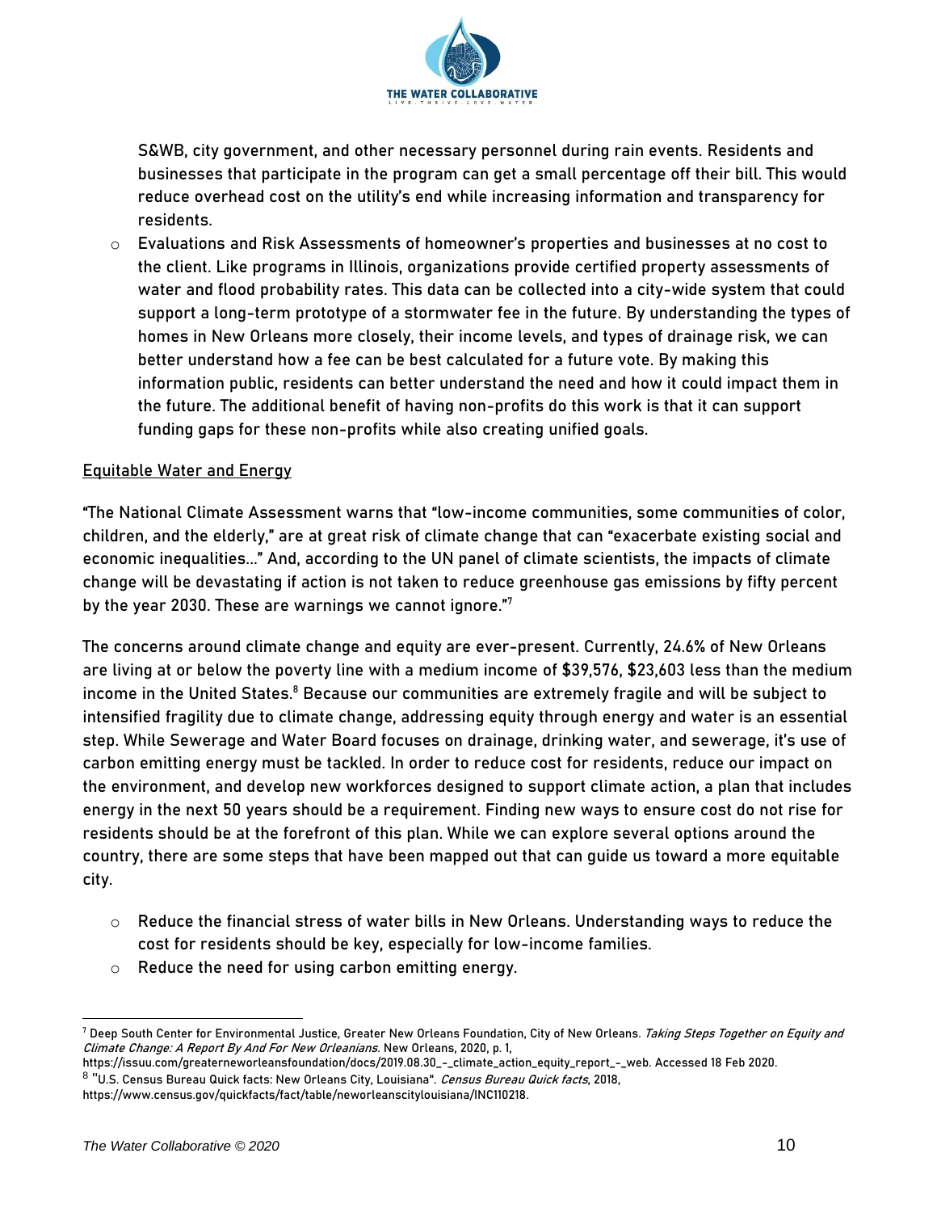S&WB, city government, and other necessary personnel during rain events. Residents and businesses that participate in the program can get a small percentage off their bill. This would reduce overhead cost on the utility's end while increasing information and transparency for residents.

- Evaluations and Risk Assessments of homeowner's properties and businesses at no cost to the client. Like programs in Illinois, organizations provide certified property assessments of water and flood probability rates. This data can be collected into a city-wide system that could support a long-term prototype of a stormwater fee in the future. By understanding the types of homes in New Orleans more closely, their income levels, and types of drainage risk, we can better understand how a fee can be best calculated for a future vote. By making this information public, residents can better understand the need and how it could impact them in the future. The additional benefit of having non-profits do this work is that it can support funding gaps for these non-profits while also creating unified goals.

<u>Equitable Water and Energy</u>

"The National Climate Assessment warns that "low-income communities, some communities of color, children, and the elderly," are at great risk of climate change that can "exacerbate existing social and economic inequalities…" And, according to the UN panel of climate scientists, the impacts of climate change will be devastating if action is not taken to reduce greenhouse gas emissions by fifty percent by the year 2030. These are warnings we cannot ignore."[7]

The concerns around climate change and equity are ever-present. Currently, 24.6% of New Orleans are living at or below the poverty line with a medium income of $39,576, $23,603 less than the medium income in the United States.[8] Because our communities are extremely fragile and will be subject to intensified fragility due to climate change, addressing equity through energy and water is an essential step. While Sewerage and Water Board focuses on drainage, drinking water, and sewerage, it's use of carbon emitting energy must be tackled. In order to reduce cost for residents, reduce our impact on the environment, and develop new workforces designed to support climate action, a plan that includes energy in the next 50 years should be a requirement. Finding new ways to ensure cost do not rise for residents should be at the forefront of this plan. While we can explore several options around the country, there are some steps that have been mapped out that can guide us toward a more equitable city.

- Reduce the financial stress of water bills in New Orleans. Understanding ways to reduce the cost for residents should be key, especially for low-income families.
- Reduce the need for using carbon emitting energy.

---

[7] Deep South Center for Environmental Justice, Greater New Orleans Foundation, City of New Orleans. *Taking Steps Together on Equity and Climate Change: A Report By And For New Orleanians*. New Orleans, 2020, p. 1, https://issuu.com/greaterneworleansfoundation/docs/2019.08.30_-_climate_action_equity_report_-_web. Accessed 18 Feb 2020.

[8] "U.S. Census Bureau Quick facts: New Orleans City, Louisiana". *Census Bureau Quick facts*, 2018, https://www.census.gov/quickfacts/fact/table/neworleanscitylouisiana/INC110218.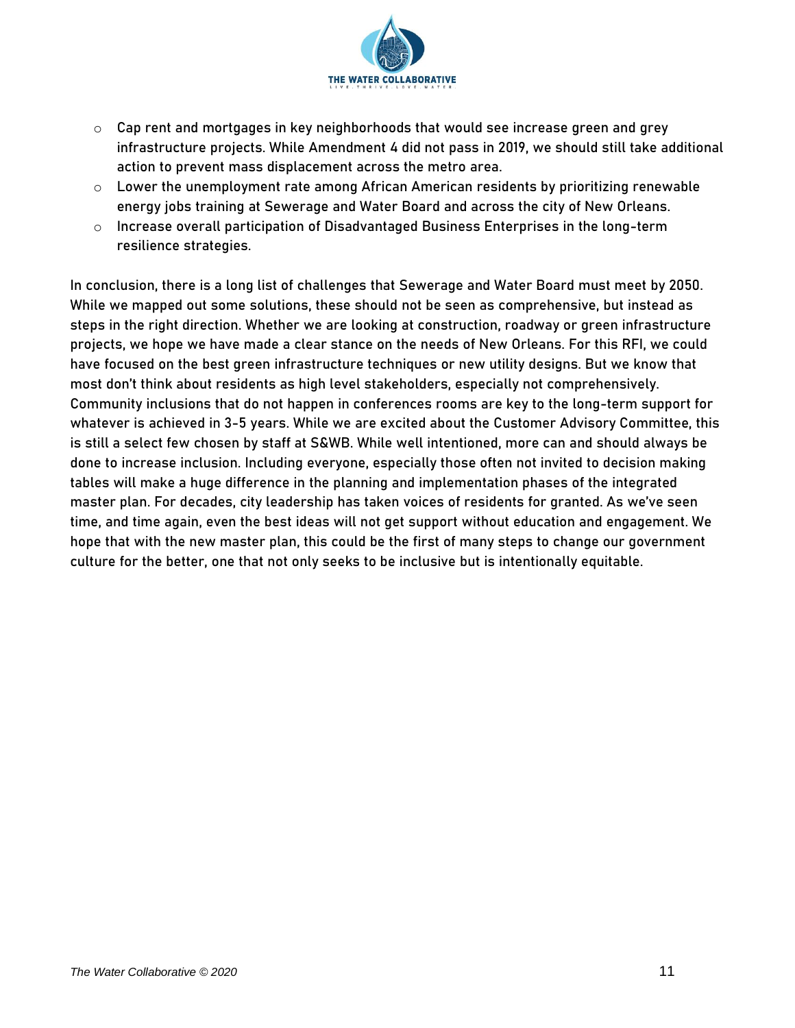- Cap rent and mortgages in key neighborhoods that would see increase green and grey infrastructure projects. While Amendment 4 did not pass in 2019, we should still take additional action to prevent mass displacement across the metro area.
- Lower the unemployment rate among African American residents by prioritizing renewable energy jobs training at Sewerage and Water Board and across the city of New Orleans.
- Increase overall participation of Disadvantaged Business Enterprises in the long-term resilience strategies.

In conclusion, there is a long list of challenges that Sewerage and Water Board must meet by 2050. While we mapped out some solutions, these should not be seen as comprehensive, but instead as steps in the right direction. Whether we are looking at construction, roadway or green infrastructure projects, we hope we have made a clear stance on the needs of New Orleans. For this RFI, we could have focused on the best green infrastructure techniques or new utility designs. But we know that most don't think about residents as high level stakeholders, especially not comprehensively. Community inclusions that do not happen in conferences rooms are key to the long-term support for whatever is achieved in 3-5 years. While we are excited about the Customer Advisory Committee, this is still a select few chosen by staff at S&WB. While well intentioned, more can and should always be done to increase inclusion. Including everyone, especially those often not invited to decision making tables will make a huge difference in the planning and implementation phases of the integrated master plan. For decades, city leadership has taken voices of residents for granted. As we've seen time, and time again, even the best ideas will not get support without education and engagement. We hope that with the new master plan, this could be the first of many steps to change our government culture for the better, one that not only seeks to be inclusive but is intentionally equitable.